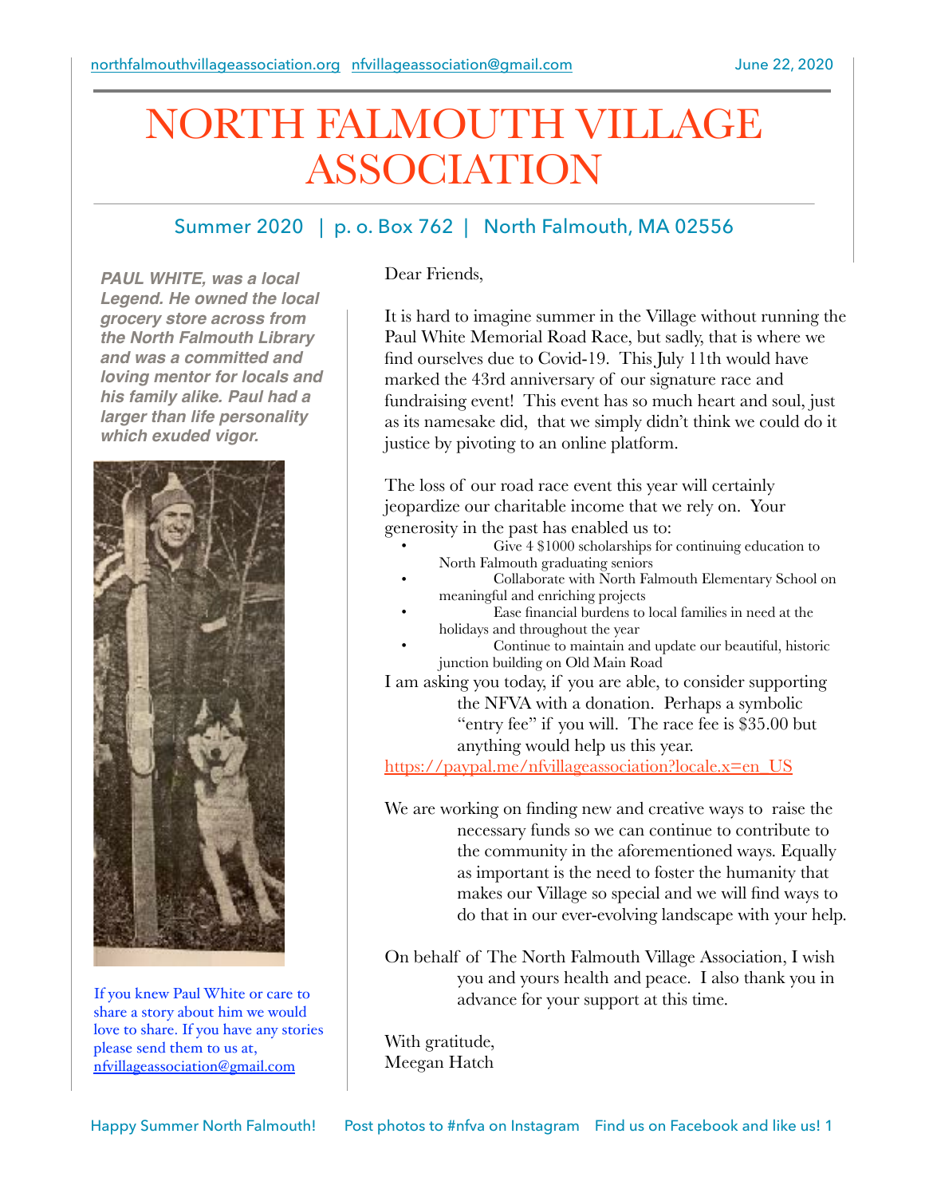northfalmouthvillageassociation.org nfvillageassociation@gmail.com

June 22, 2020

# NORTH FALMOUTH VILLAGE ASSOCIATION

Summer 2020 | p. o. Box 762 | North Falmouth, MA 02556

***PAUL WHITE, was a local Legend. He owned the local grocery store across from the North Falmouth Library and was a committed and loving mentor for locals and his family alike. Paul had a larger than life personality which exuded vigor.***

If you knew Paul White or care to share a story about him we would love to share. If you have any stories please send them to us at, nfvillageassociation@gmail.com

Dear Friends,

It is hard to imagine summer in the Village without running the Paul White Memorial Road Race, but sadly, that is where we find ourselves due to Covid-19. This July 11th would have marked the 43rd anniversary of our signature race and fundraising event! This event has so much heart and soul, just as its namesake did, that we simply didn't think we could do it justice by pivoting to an online platform.

The loss of our road race event this year will certainly jeopardize our charitable income that we rely on. Your generosity in the past has enabled us to:

- Give 4 $1000 scholarships for continuing education to North Falmouth graduating seniors
- Collaborate with North Falmouth Elementary School on meaningful and enriching projects
- Ease financial burdens to local families in need at the holidays and throughout the year
- Continue to maintain and update our beautiful, historic junction building on Old Main Road

I am asking you today, if you are able, to consider supporting the NFVA with a donation. Perhaps a symbolic "entry fee" if you will. The race fee is $35.00 but anything would help us this year.

https://paypal.me/nfvillageassociation?locale.x=en_US

We are working on finding new and creative ways to raise the necessary funds so we can continue to contribute to the community in the aforementioned ways. Equally as important is the need to foster the humanity that makes our Village so special and we will find ways to do that in our ever-evolving landscape with your help.

On behalf of The North Falmouth Village Association, I wish you and yours health and peace. I also thank you in advance for your support at this time.

With gratitude,
Meegan Hatch

Happy Summer North Falmouth! Post photos to #nfva on Instagram Find us on Facebook and like us!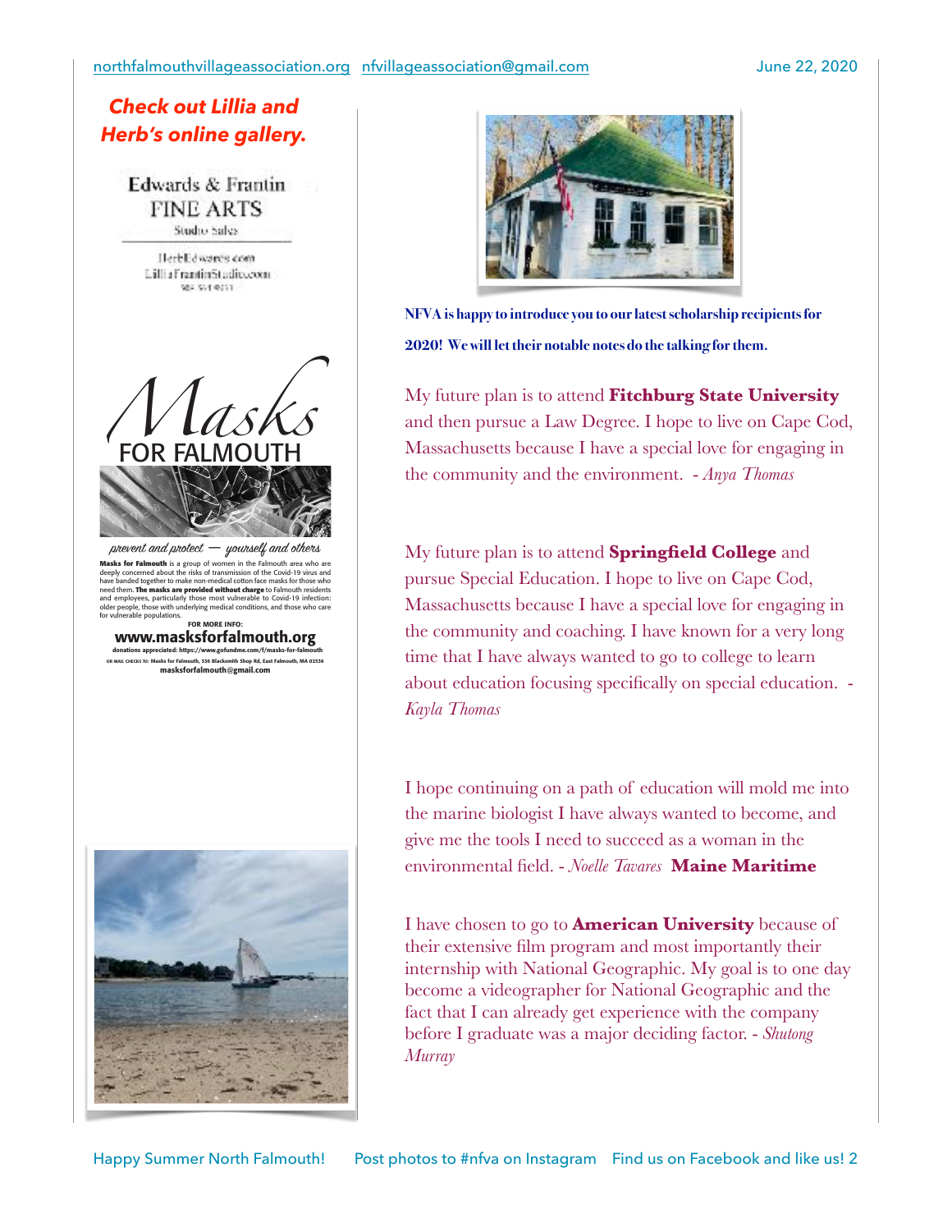**Check out Lillia and Herb's online gallery.**

Edwards & Frantin
FINE ARTS
Studio Sales

HerbEdwards.com
LilliaFrantinStudio.com

# Masks FOR FALMOUTH

*prevent and protect — yourself and others*

**Masks for Falmouth** is a group of women in the Falmouth area who are deeply concerned about the risks of transmission of the Covid-19 virus and have banded together to make non-medical cotton face masks for those who need them. **The masks are provided without charge** to Falmouth residents and employees, particularly those most vulnerable to Covid-19 infection: older people, those with underlying medical conditions, and those who care for vulnerable populations.

FOR MORE INFO:
**www.masksforfalmouth.org**
donations appreciated: https://www.gofundme.com/f/masks-for-falmouth
OR MAIL CHECKS TO: Masks for Falmouth, 336 Blacksmith Shop Rd, East Falmouth, MA 02536
masksforfalmouth@gmail.com

**NFVA is happy to introduce you to our latest scholarship recipients for 2020! We will let their notable notes do the talking for them.**

My future plan is to attend **Fitchburg State University** and then pursue a Law Degree. I hope to live on Cape Cod, Massachusetts because I have a special love for engaging in the community and the environment. - *Anya Thomas*

My future plan is to attend **Springfield College** and pursue Special Education. I hope to live on Cape Cod, Massachusetts because I have a special love for engaging in the community and coaching. I have known for a very long time that I have always wanted to go to college to learn about education focusing specifically on special education. - *Kayla Thomas*

I hope continuing on a path of education will mold me into the marine biologist I have always wanted to become, and give me the tools I need to succeed as a woman in the environmental field. - *Noelle Tavares* **Maine Maritime**

I have chosen to go to **American University** because of their extensive film program and most importantly their internship with National Geographic. My goal is to one day become a videographer for National Geographic and the fact that I can already get experience with the company before I graduate was a major deciding factor. - *Shutong Murray*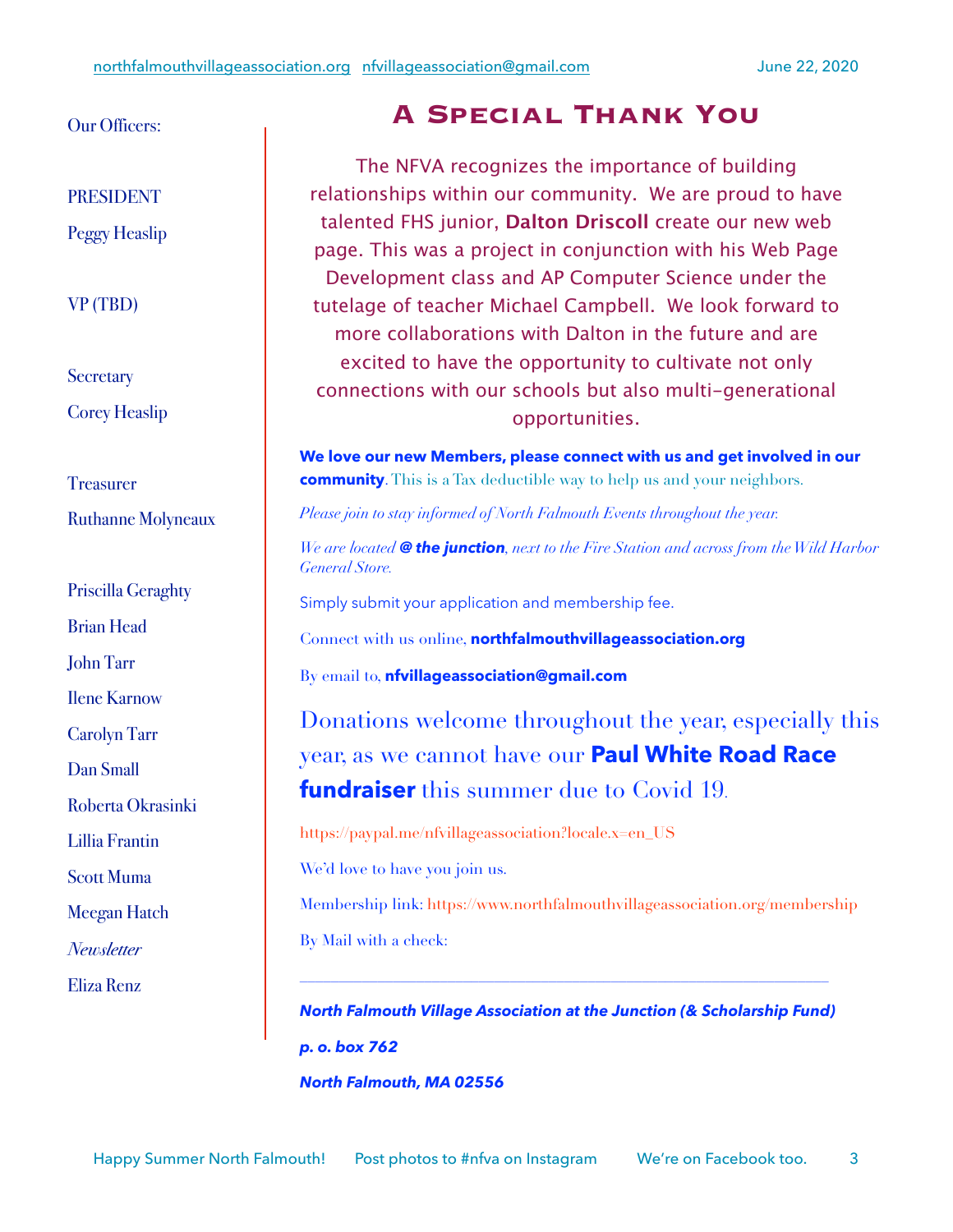Our Officers:

PRESIDENT

Peggy Heaslip

VP (TBD)

Secretary

Corey Heaslip

Treasurer

Ruthanne Molyneaux

Priscilla Geraghty

Brian Head

John Tarr

Ilene Karnow

Carolyn Tarr

Dan Small

Roberta Okrasinki

Lillia Frantin

Scott Muma

Meegan Hatch

*Newsletter*

Eliza Renz

# A Special Thank You

The NFVA recognizes the importance of building relationships within our community. We are proud to have talented FHS junior, **Dalton Driscoll** create our new web page. This was a project in conjunction with his Web Page Development class and AP Computer Science under the tutelage of teacher Michael Campbell. We look forward to more collaborations with Dalton in the future and are excited to have the opportunity to cultivate not only connections with our schools but also multi-generational opportunities.

**We love our new Members, please connect with us and get involved in our community**. This is a Tax deductible way to help us and your neighbors.

*Please join to stay informed of North Falmouth Events throughout the year.*

*We are located* ***@ the junction****, next to the Fire Station and across from the Wild Harbor General Store.*

Simply submit your application and membership fee.

Connect with us online, **northfalmouthvillageassociation.org**

By email to, **nfvillageassociation@gmail.com**

Donations welcome throughout the year, especially this year, as we cannot have our **Paul White Road Race fundraiser** this summer due to Covid 19.

https://paypal.me/nfvillageassociation?locale.x=en_US

We'd love to have you join us.

Membership link: https://www.northfalmouthvillageassociation.org/membership

By Mail with a check:

---

***North Falmouth Village Association at the Junction (& Scholarship Fund)***

***p. o. box 762***

***North Falmouth, MA 02556***

Happy Summer North Falmouth! Post photos to #nfva on Instagram We're on Facebook too.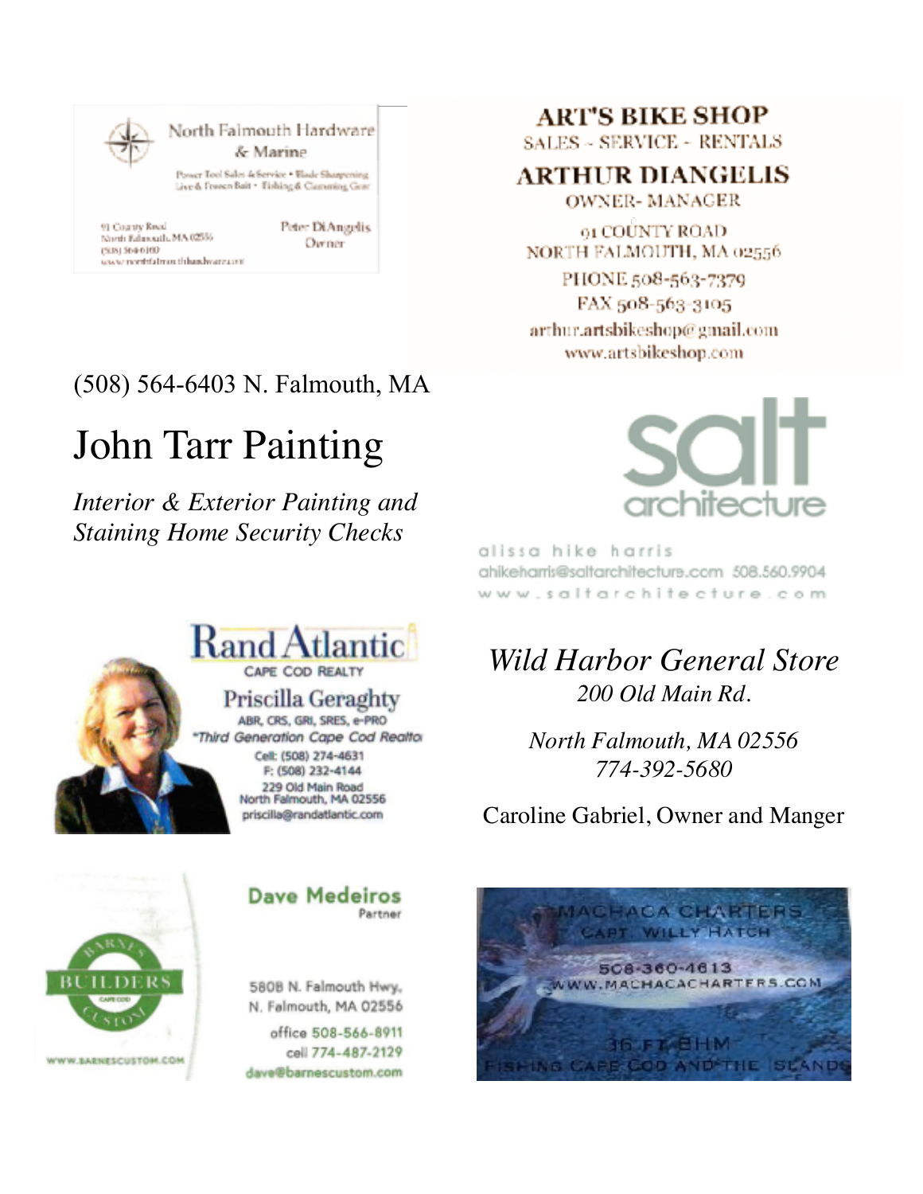North Falmouth Hardware & Marine

Power Tool Sales & Service • Blade Sharpening
Live & Frozen Bait • Fishing & Clamming Gear

91 County Road
North Falmouth, MA 02556
(508) 564-6100
www.northfalmouthhardware.com

Peter DiAngelis
Owner

## ART'S BIKE SHOP

SALES - SERVICE - RENTALS

**ARTHUR DIANGELIS**
OWNER- MANAGER

91 COUNTY ROAD
NORTH FALMOUTH, MA 02556
PHONE 508-563-7379
FAX 508-563-3105
arthur.artsbikeshop@gmail.com
www.artsbikeshop.com

(508) 564-6403 N. Falmouth, MA

# John Tarr Painting

*Interior & Exterior Painting and Staining Home Security Checks*

salt architecture

alissa hike harris
ahikeharris@saltarchitecture.com 508.560.9904
www.saltarchitecture.com

**Rand Atlantic**
CAPE COD REALTY

Priscilla Geraghty
ABR, CRS, GRI, SRES, e-PRO
"Third Generation Cape Cod Realtor

Cell: (508) 274-4631
F: (508) 232-4144
229 Old Main Road
North Falmouth, MA 02556
priscilla@randatlantic.com

*Wild Harbor General Store*

*200 Old Main Rd.*

*North Falmouth, MA 02556*
*774-392-5680*

Caroline Gabriel, Owner and Manger

BARNES BUILDERS CUSTOM
CAPE COD
WWW.BARNESCUSTOM.COM

**Dave Medeiros**
Partner

580B N. Falmouth Hwy.
N. Falmouth, MA 02556
office 508-566-8911
cell 774-487-2129
dave@barnescustom.com

MACHACA CHARTERS
CAPT. WILLY HATCH
508-360-4613
WWW.MACHACACHARTERS.COM
36 FT BHM
FISHING CAPE COD AND THE ISLANDS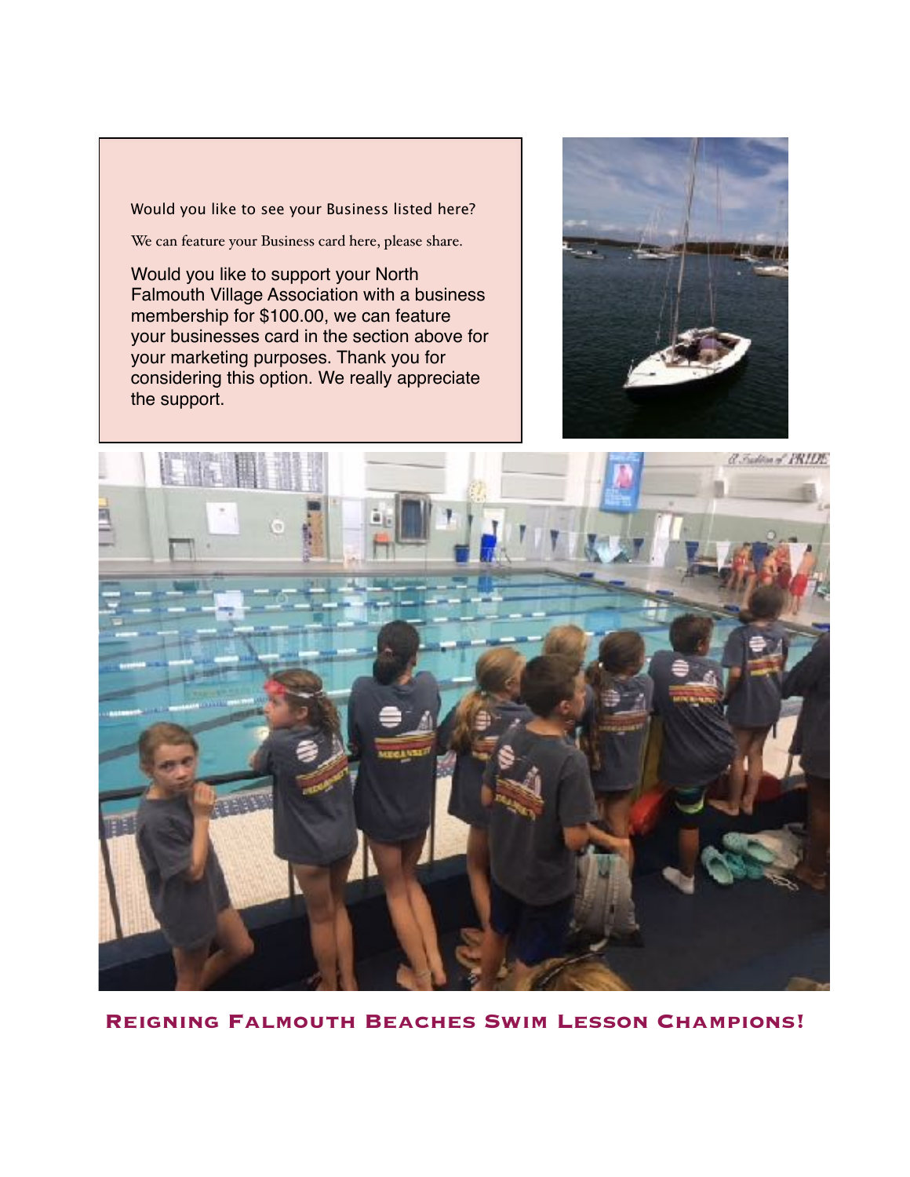Would you like to see your Business listed here?

We can feature your Business card here, please share.

Would you like to support your North Falmouth Village Association with a business membership for $100.00, we can feature your businesses card in the section above for your marketing purposes. Thank you for considering this option. We really appreciate the support.

**Reigning Falmouth Beaches Swim Lesson Champions!**